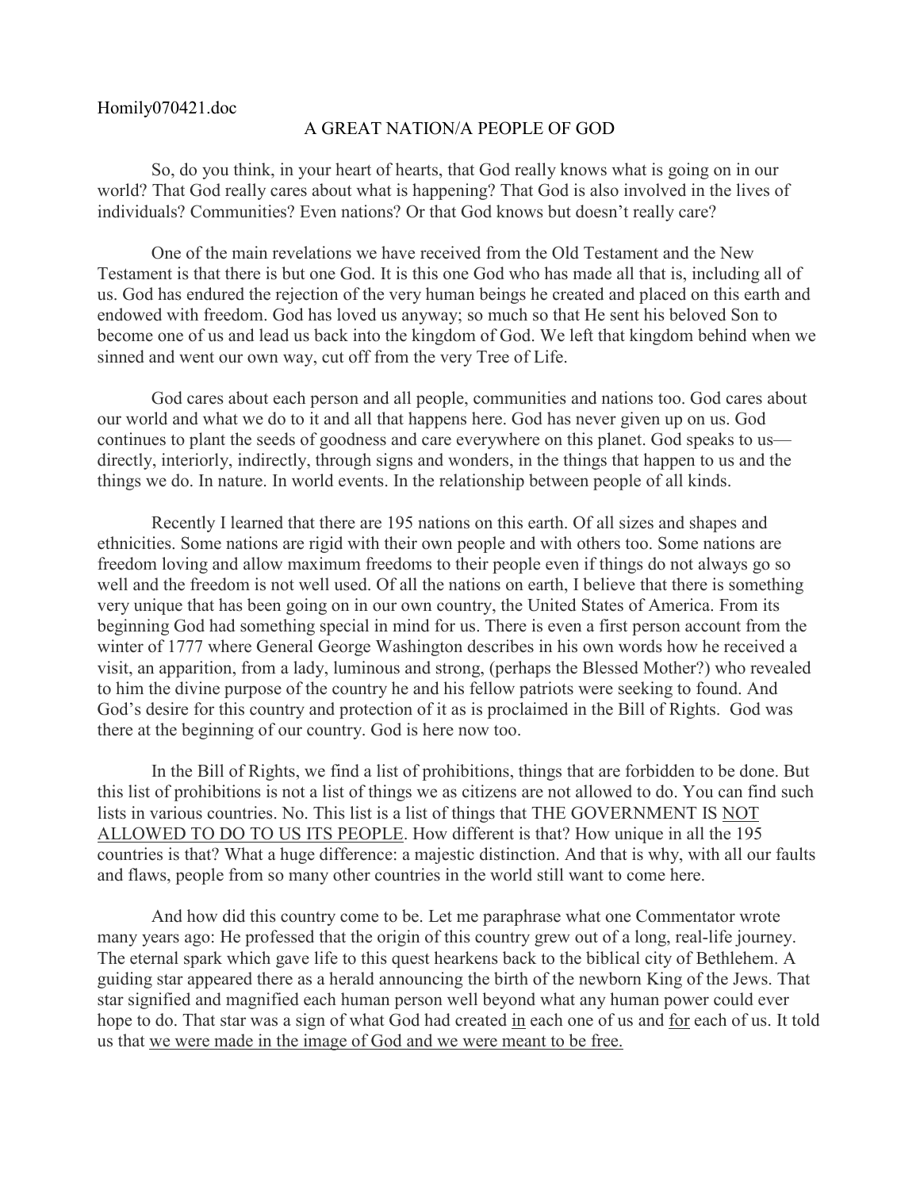Homily070421.doc

# A GREAT NATION/A PEOPLE OF GOD

So, do you think, in your heart of hearts, that God really knows what is going on in our world? That God really cares about what is happening? That God is also involved in the lives of individuals? Communities? Even nations? Or that God knows but doesn't really care?

One of the main revelations we have received from the Old Testament and the New Testament is that there is but one God. It is this one God who has made all that is, including all of us. God has endured the rejection of the very human beings he created and placed on this earth and endowed with freedom. God has loved us anyway; so much so that He sent his beloved Son to become one of us and lead us back into the kingdom of God. We left that kingdom behind when we sinned and went our own way, cut off from the very Tree of Life.

God cares about each person and all people, communities and nations too. God cares about our world and what we do to it and all that happens here. God has never given up on us. God continues to plant the seeds of goodness and care everywhere on this planet. God speaks to us—directly, interiorly, indirectly, through signs and wonders, in the things that happen to us and the things we do. In nature. In world events. In the relationship between people of all kinds.

Recently I learned that there are 195 nations on this earth. Of all sizes and shapes and ethnicities. Some nations are rigid with their own people and with others too. Some nations are freedom loving and allow maximum freedoms to their people even if things do not always go so well and the freedom is not well used. Of all the nations on earth, I believe that there is something very unique that has been going on in our own country, the United States of America. From its beginning God had something special in mind for us. There is even a first person account from the winter of 1777 where General George Washington describes in his own words how he received a visit, an apparition, from a lady, luminous and strong, (perhaps the Blessed Mother?) who revealed to him the divine purpose of the country he and his fellow patriots were seeking to found. And God's desire for this country and protection of it as is proclaimed in the Bill of Rights. God was there at the beginning of our country. God is here now too.

In the Bill of Rights, we find a list of prohibitions, things that are forbidden to be done. But this list of prohibitions is not a list of things we as citizens are not allowed to do. You can find such lists in various countries. No. This list is a list of things that THE GOVERNMENT IS <u>NOT ALLOWED TO DO TO US ITS PEOPLE</u>. How different is that? How unique in all the 195 countries is that? What a huge difference: a majestic distinction. And that is why, with all our faults and flaws, people from so many other countries in the world still want to come here.

And how did this country come to be. Let me paraphrase what one Commentator wrote many years ago: He professed that the origin of this country grew out of a long, real-life journey. The eternal spark which gave life to this quest hearkens back to the biblical city of Bethlehem. A guiding star appeared there as a herald announcing the birth of the newborn King of the Jews. That star signified and magnified each human person well beyond what any human power could ever hope to do. That star was a sign of what God had created <u>in</u> each one of us and <u>for</u> each of us. It told us that <u>we were made in the image of God and we were meant to be free.</u>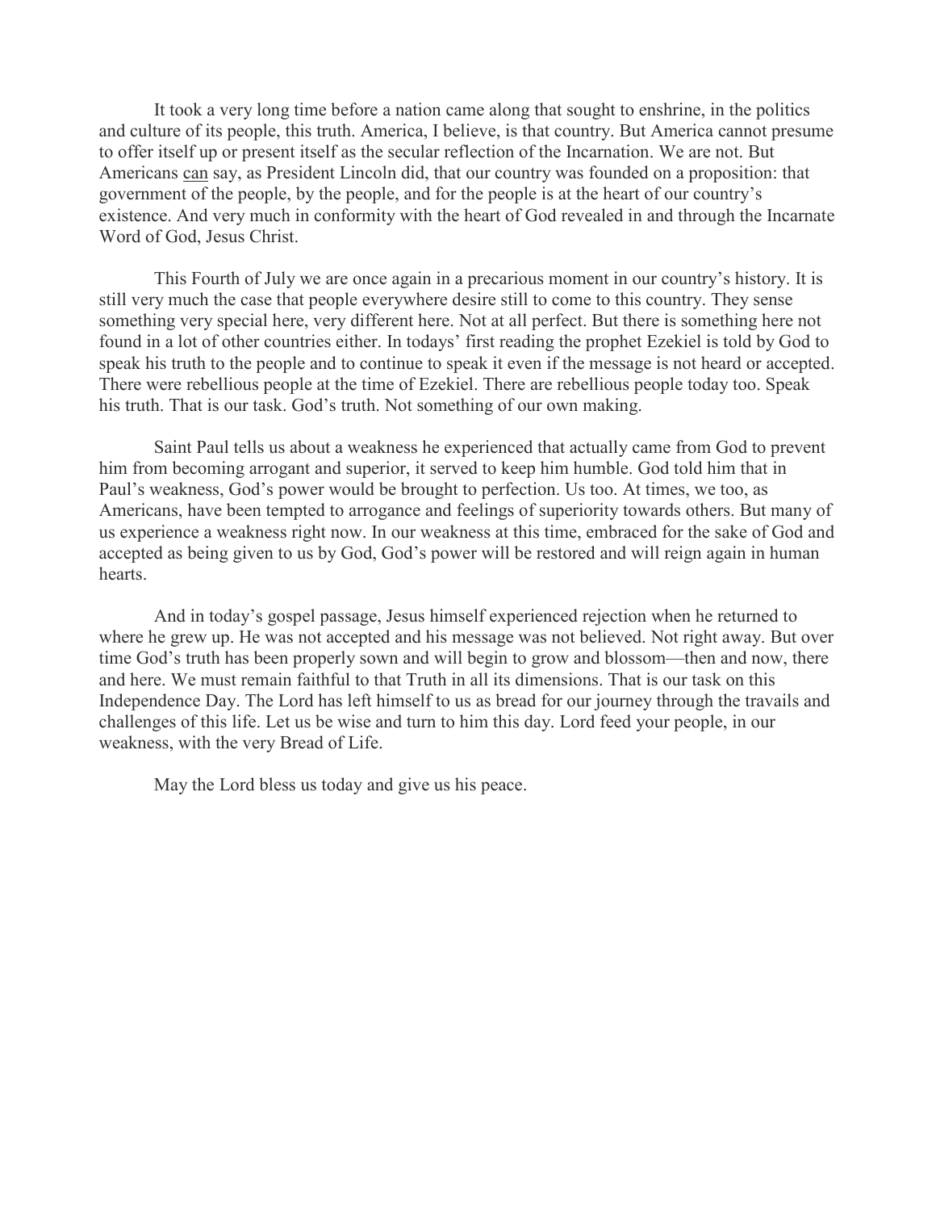It took a very long time before a nation came along that sought to enshrine, in the politics and culture of its people, this truth. America, I believe, is that country. But America cannot presume to offer itself up or present itself as the secular reflection of the Incarnation. We are not. But Americans <u>can</u> say, as President Lincoln did, that our country was founded on a proposition: that government of the people, by the people, and for the people is at the heart of our country's existence. And very much in conformity with the heart of God revealed in and through the Incarnate Word of God, Jesus Christ.

This Fourth of July we are once again in a precarious moment in our country's history. It is still very much the case that people everywhere desire still to come to this country. They sense something very special here, very different here. Not at all perfect. But there is something here not found in a lot of other countries either. In todays' first reading the prophet Ezekiel is told by God to speak his truth to the people and to continue to speak it even if the message is not heard or accepted. There were rebellious people at the time of Ezekiel. There are rebellious people today too. Speak his truth. That is our task. God's truth. Not something of our own making.

Saint Paul tells us about a weakness he experienced that actually came from God to prevent him from becoming arrogant and superior, it served to keep him humble. God told him that in Paul's weakness, God's power would be brought to perfection. Us too. At times, we too, as Americans, have been tempted to arrogance and feelings of superiority towards others. But many of us experience a weakness right now. In our weakness at this time, embraced for the sake of God and accepted as being given to us by God, God's power will be restored and will reign again in human hearts.

And in today's gospel passage, Jesus himself experienced rejection when he returned to where he grew up. He was not accepted and his message was not believed. Not right away. But over time God's truth has been properly sown and will begin to grow and blossom—then and now, there and here. We must remain faithful to that Truth in all its dimensions. That is our task on this Independence Day. The Lord has left himself to us as bread for our journey through the travails and challenges of this life. Let us be wise and turn to him this day. Lord feed your people, in our weakness, with the very Bread of Life.

May the Lord bless us today and give us his peace.